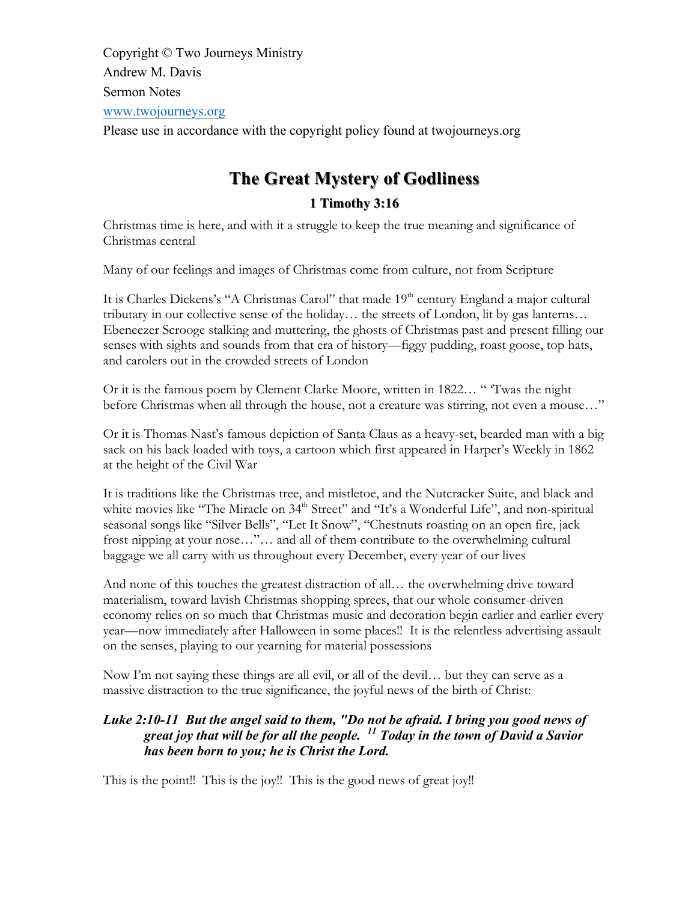Copyright © Two Journeys Ministry

Andrew M. Davis

Sermon Notes

www.twojourneys.org

Please use in accordance with the copyright policy found at twojourneys.org

# The Great Mystery of Godliness

## 1 Timothy 3:16

Christmas time is here, and with it a struggle to keep the true meaning and significance of Christmas central

Many of our feelings and images of Christmas come from culture, not from Scripture

It is Charles Dickens's "A Christmas Carol" that made 19th century England a major cultural tributary in our collective sense of the holiday… the streets of London, lit by gas lanterns… Ebeneezer Scrooge stalking and muttering, the ghosts of Christmas past and present filling our senses with sights and sounds from that era of history—figgy pudding, roast goose, top hats, and carolers out in the crowded streets of London

Or it is the famous poem by Clement Clarke Moore, written in 1822… " 'Twas the night before Christmas when all through the house, not a creature was stirring, not even a mouse…"

Or it is Thomas Nast's famous depiction of Santa Claus as a heavy-set, bearded man with a big sack on his back loaded with toys, a cartoon which first appeared in Harper's Weekly in 1862 at the height of the Civil War

It is traditions like the Christmas tree, and mistletoe, and the Nutcracker Suite, and black and white movies like "The Miracle on 34th Street" and "It's a Wonderful Life", and non-spiritual seasonal songs like "Silver Bells", "Let It Snow", "Chestnuts roasting on an open fire, jack frost nipping at your nose…"… and all of them contribute to the overwhelming cultural baggage we all carry with us throughout every December, every year of our lives

And none of this touches the greatest distraction of all… the overwhelming drive toward materialism, toward lavish Christmas shopping sprees, that our whole consumer-driven economy relies on so much that Christmas music and decoration begin earlier and earlier every year—now immediately after Halloween in some places!! It is the relentless advertising assault on the senses, playing to our yearning for material possessions

Now I'm not saying these things are all evil, or all of the devil… but they can serve as a massive distraction to the true significance, the joyful news of the birth of Christ:

***Luke 2:10-11 But the angel said to them, "Do not be afraid. I bring you good news of great joy that will be for all the people. [11] Today in the town of David a Savior has been born to you; he is Christ the Lord.***

This is the point!! This is the joy!! This is the good news of great joy!!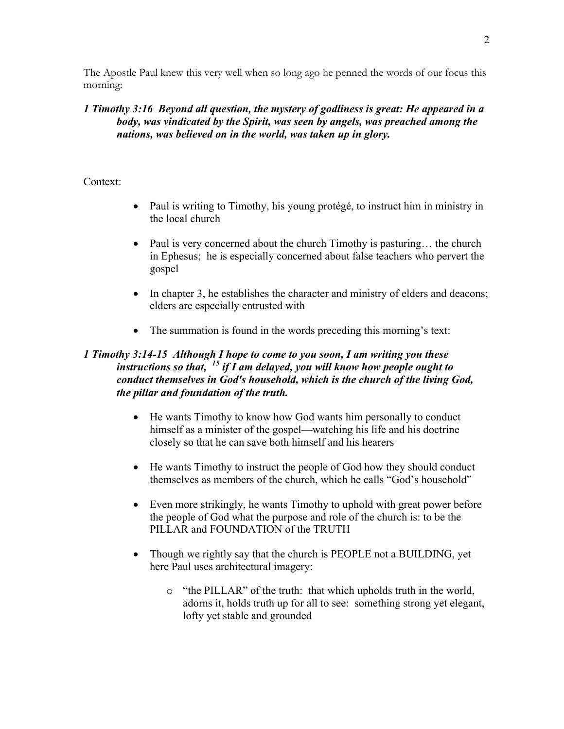The Apostle Paul knew this very well when so long ago he penned the words of our focus this morning:

***1 Timothy 3:16  Beyond all question, the mystery of godliness is great: He appeared in a body, was vindicated by the Spirit, was seen by angels, was preached among the nations, was believed on in the world, was taken up in glory.***

Context:

- Paul is writing to Timothy, his young protégé, to instruct him in ministry in the local church
- Paul is very concerned about the church Timothy is pasturing… the church in Ephesus;  he is especially concerned about false teachers who pervert the gospel
- In chapter 3, he establishes the character and ministry of elders and deacons; elders are especially entrusted with
- The summation is found in the words preceding this morning's text:

***1 Timothy 3:14-15  Although I hope to come to you soon, I am writing you these instructions so that, [15] if I am delayed, you will know how people ought to conduct themselves in God's household, which is the church of the living God, the pillar and foundation of the truth.***

- He wants Timothy to know how God wants him personally to conduct himself as a minister of the gospel—watching his life and his doctrine closely so that he can save both himself and his hearers
- He wants Timothy to instruct the people of God how they should conduct themselves as members of the church, which he calls "God's household"
- Even more strikingly, he wants Timothy to uphold with great power before the people of God what the purpose and role of the church is: to be the PILLAR and FOUNDATION of the TRUTH
- Though we rightly say that the church is PEOPLE not a BUILDING, yet here Paul uses architectural imagery:
    - "the PILLAR" of the truth:  that which upholds truth in the world, adorns it, holds truth up for all to see:  something strong yet elegant, lofty yet stable and grounded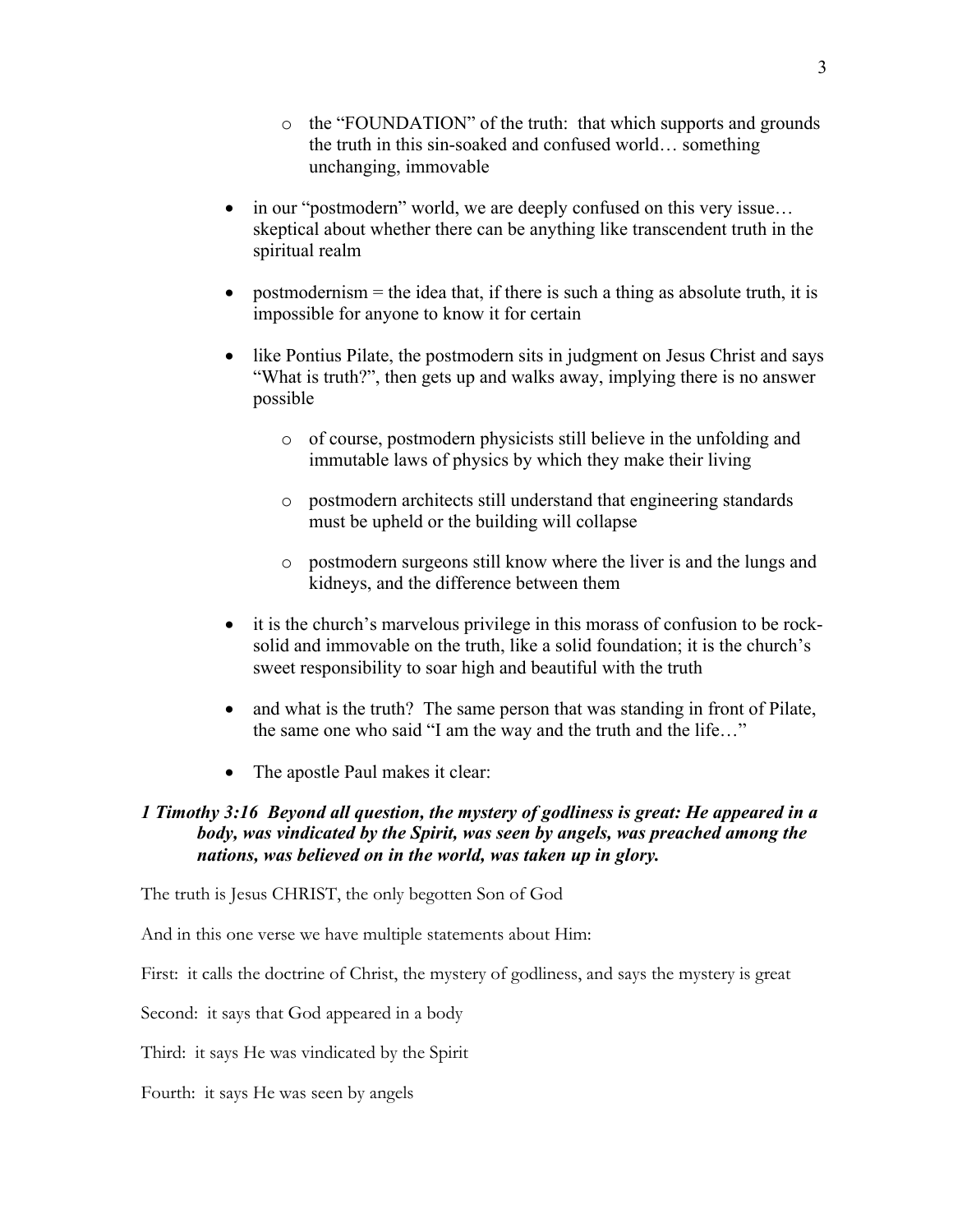- the "FOUNDATION" of the truth: that which supports and grounds the truth in this sin-soaked and confused world… something unchanging, immovable

- in our "postmodern" world, we are deeply confused on this very issue… skeptical about whether there can be anything like transcendent truth in the spiritual realm

- postmodernism = the idea that, if there is such a thing as absolute truth, it is impossible for anyone to know it for certain

- like Pontius Pilate, the postmodern sits in judgment on Jesus Christ and says "What is truth?", then gets up and walks away, implying there is no answer possible
    - of course, postmodern physicists still believe in the unfolding and immutable laws of physics by which they make their living
    - postmodern architects still understand that engineering standards must be upheld or the building will collapse
    - postmodern surgeons still know where the liver is and the lungs and kidneys, and the difference between them

- it is the church's marvelous privilege in this morass of confusion to be rock-solid and immovable on the truth, like a solid foundation; it is the church's sweet responsibility to soar high and beautiful with the truth

- and what is the truth? The same person that was standing in front of Pilate, the same one who said "I am the way and the truth and the life…"

- The apostle Paul makes it clear:

***1 Timothy 3:16 Beyond all question, the mystery of godliness is great: He appeared in a body, was vindicated by the Spirit, was seen by angels, was preached among the nations, was believed on in the world, was taken up in glory.***

The truth is Jesus CHRIST, the only begotten Son of God

And in this one verse we have multiple statements about Him:

First: it calls the doctrine of Christ, the mystery of godliness, and says the mystery is great

Second: it says that God appeared in a body

Third: it says He was vindicated by the Spirit

Fourth: it says He was seen by angels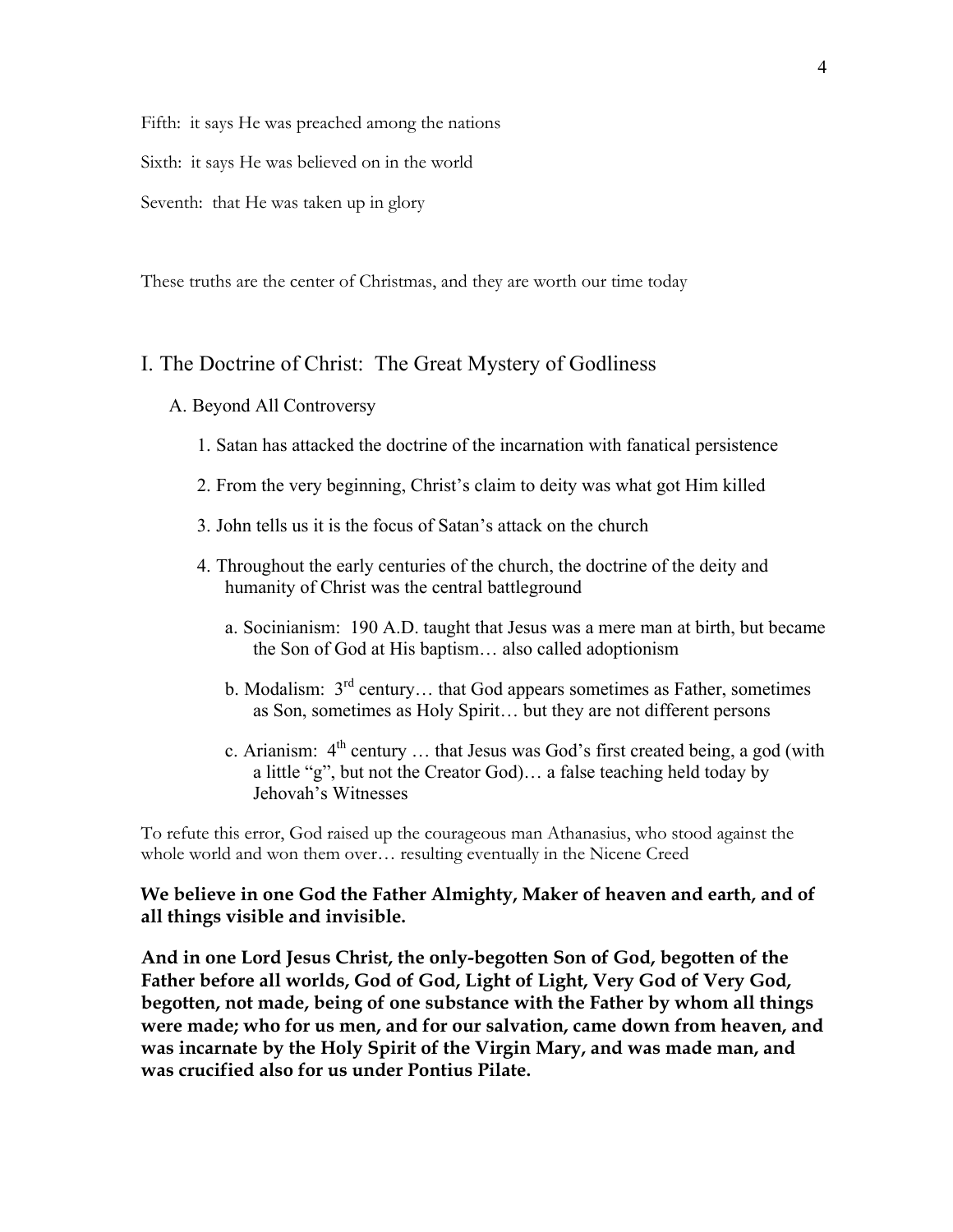Fifth: it says He was preached among the nations

Sixth: it says He was believed on in the world

Seventh: that He was taken up in glory

These truths are the center of Christmas, and they are worth our time today

## I. The Doctrine of Christ: The Great Mystery of Godliness

### A. Beyond All Controversy

1. Satan has attacked the doctrine of the incarnation with fanatical persistence
2. From the very beginning, Christ's claim to deity was what got Him killed
3. John tells us it is the focus of Satan's attack on the church
4. Throughout the early centuries of the church, the doctrine of the deity and humanity of Christ was the central battleground
   - a. Socinianism: 190 A.D. taught that Jesus was a mere man at birth, but became the Son of God at His baptism… also called adoptionism
   - b. Modalism: 3rd century… that God appears sometimes as Father, sometimes as Son, sometimes as Holy Spirit… but they are not different persons
   - c. Arianism: 4th century … that Jesus was God's first created being, a god (with a little "g", but not the Creator God)… a false teaching held today by Jehovah's Witnesses

To refute this error, God raised up the courageous man Athanasius, who stood against the whole world and won them over… resulting eventually in the Nicene Creed

**We believe in one God the Father Almighty, Maker of heaven and earth, and of all things visible and invisible.**

**And in one Lord Jesus Christ, the only-begotten Son of God, begotten of the Father before all worlds, God of God, Light of Light, Very God of Very God, begotten, not made, being of one substance with the Father by whom all things were made; who for us men, and for our salvation, came down from heaven, and was incarnate by the Holy Spirit of the Virgin Mary, and was made man, and was crucified also for us under Pontius Pilate.**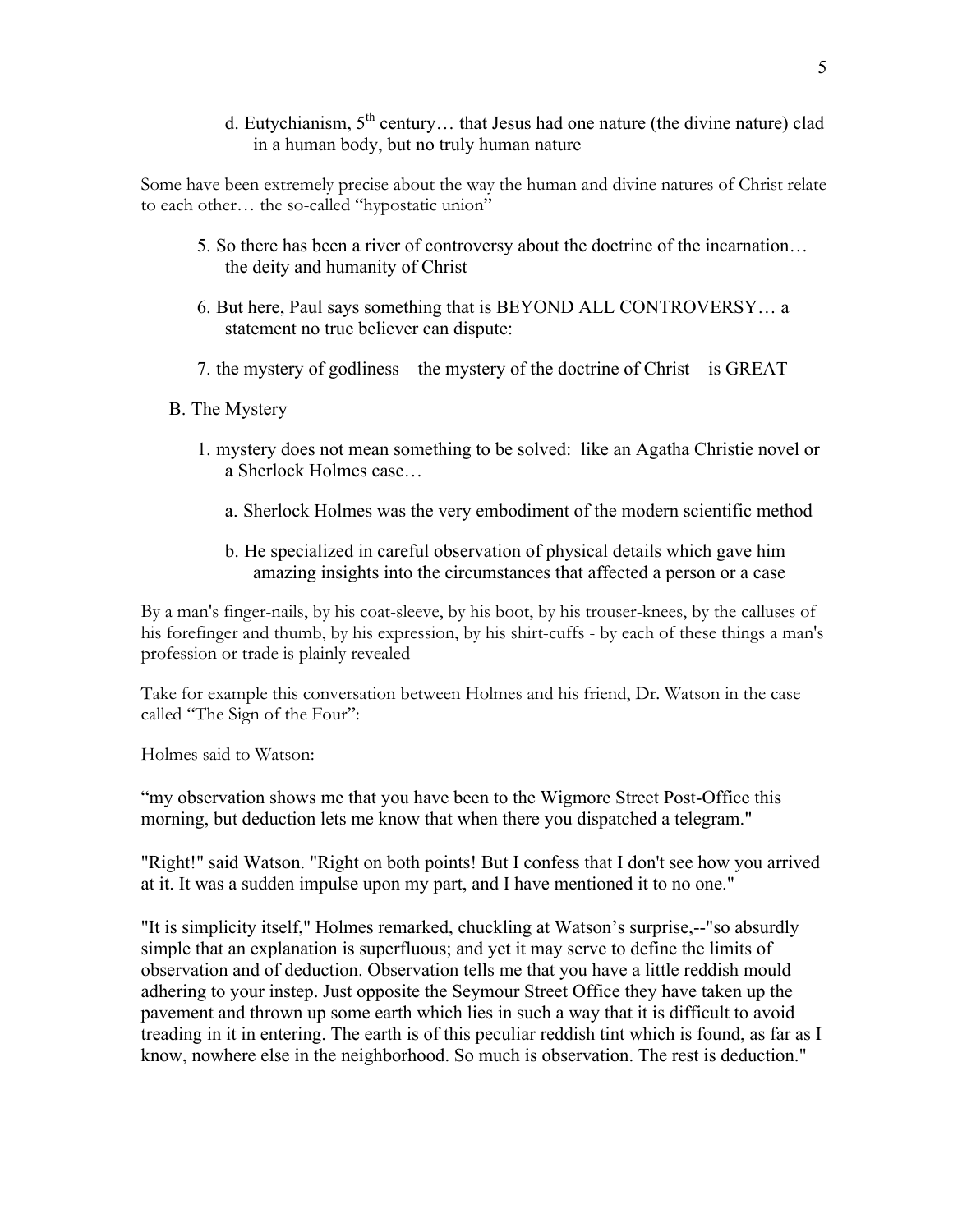d. Eutychianism, 5th century… that Jesus had one nature (the divine nature) clad in a human body, but no truly human nature

Some have been extremely precise about the way the human and divine natures of Christ relate to each other… the so-called "hypostatic union"

5. So there has been a river of controversy about the doctrine of the incarnation… the deity and humanity of Christ

6. But here, Paul says something that is BEYOND ALL CONTROVERSY… a statement no true believer can dispute:

7. the mystery of godliness—the mystery of the doctrine of Christ—is GREAT

B. The Mystery

1. mystery does not mean something to be solved: like an Agatha Christie novel or a Sherlock Holmes case…

   a. Sherlock Holmes was the very embodiment of the modern scientific method

   b. He specialized in careful observation of physical details which gave him amazing insights into the circumstances that affected a person or a case

By a man's finger-nails, by his coat-sleeve, by his boot, by his trouser-knees, by the calluses of his forefinger and thumb, by his expression, by his shirt-cuffs - by each of these things a man's profession or trade is plainly revealed

Take for example this conversation between Holmes and his friend, Dr. Watson in the case called "The Sign of the Four":

Holmes said to Watson:

"my observation shows me that you have been to the Wigmore Street Post-Office this morning, but deduction lets me know that when there you dispatched a telegram."

"Right!" said Watson. "Right on both points! But I confess that I don't see how you arrived at it. It was a sudden impulse upon my part, and I have mentioned it to no one."

"It is simplicity itself," Holmes remarked, chuckling at Watson's surprise,--"so absurdly simple that an explanation is superfluous; and yet it may serve to define the limits of observation and of deduction. Observation tells me that you have a little reddish mould adhering to your instep. Just opposite the Seymour Street Office they have taken up the pavement and thrown up some earth which lies in such a way that it is difficult to avoid treading in it in entering. The earth is of this peculiar reddish tint which is found, as far as I know, nowhere else in the neighborhood. So much is observation. The rest is deduction."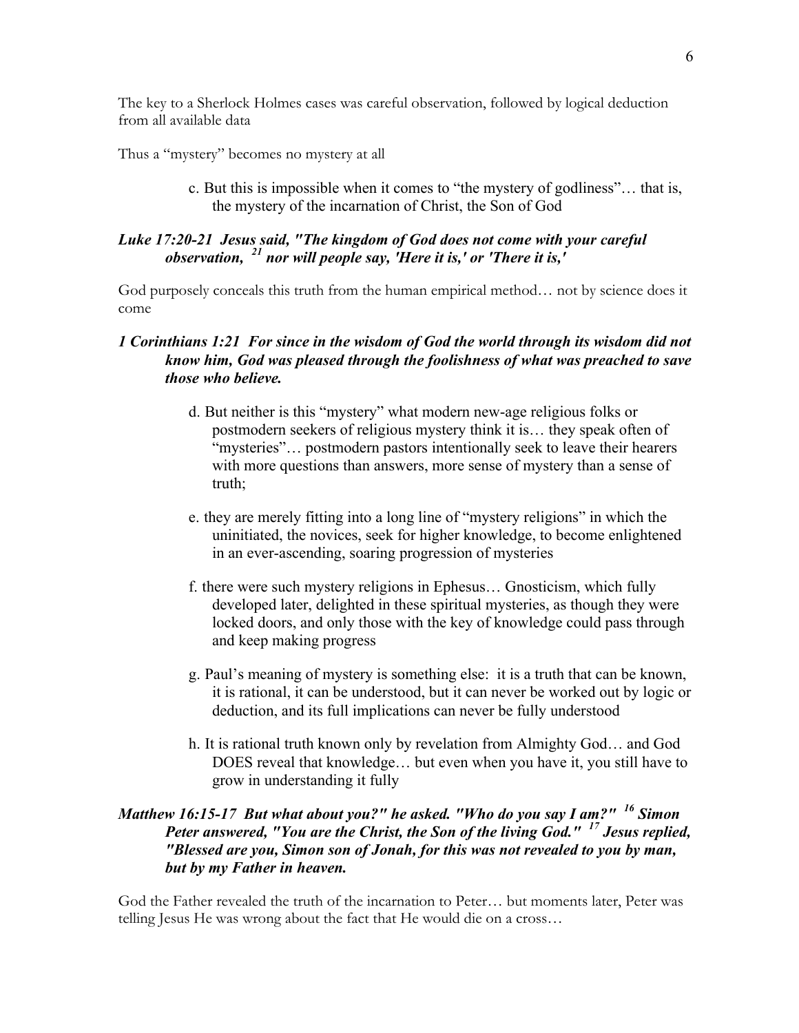The key to a Sherlock Holmes cases was careful observation, followed by logical deduction from all available data

Thus a "mystery" becomes no mystery at all

> c. But this is impossible when it comes to "the mystery of godliness"… that is, the mystery of the incarnation of Christ, the Son of God

***Luke 17:20-21 Jesus said, "The kingdom of God does not come with your careful observation, [21] nor will people say, 'Here it is,' or 'There it is,'***

God purposely conceals this truth from the human empirical method… not by science does it come

***1 Corinthians 1:21 For since in the wisdom of God the world through its wisdom did not know him, God was pleased through the foolishness of what was preached to save those who believe.***

> d. But neither is this "mystery" what modern new-age religious folks or postmodern seekers of religious mystery think it is… they speak often of "mysteries"… postmodern pastors intentionally seek to leave their hearers with more questions than answers, more sense of mystery than a sense of truth;
>
> e. they are merely fitting into a long line of "mystery religions" in which the uninitiated, the novices, seek for higher knowledge, to become enlightened in an ever-ascending, soaring progression of mysteries
>
> f. there were such mystery religions in Ephesus… Gnosticism, which fully developed later, delighted in these spiritual mysteries, as though they were locked doors, and only those with the key of knowledge could pass through and keep making progress
>
> g. Paul's meaning of mystery is something else: it is a truth that can be known, it is rational, it can be understood, but it can never be worked out by logic or deduction, and its full implications can never be fully understood
>
> h. It is rational truth known only by revelation from Almighty God… and God DOES reveal that knowledge… but even when you have it, you still have to grow in understanding it fully

***Matthew 16:15-17 But what about you?" he asked. "Who do you say I am?" [16] Simon Peter answered, "You are the Christ, the Son of the living God." [17] Jesus replied, "Blessed are you, Simon son of Jonah, for this was not revealed to you by man, but by my Father in heaven.***

God the Father revealed the truth of the incarnation to Peter… but moments later, Peter was telling Jesus He was wrong about the fact that He would die on a cross…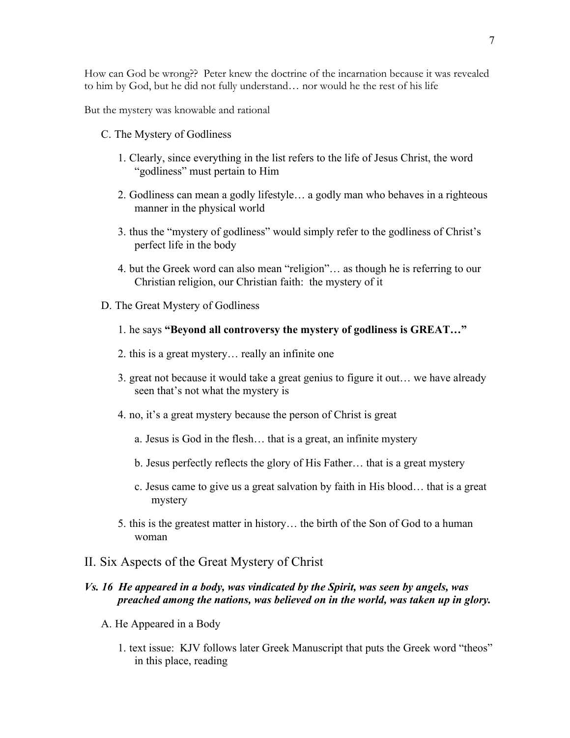How can God be wrong?? Peter knew the doctrine of the incarnation because it was revealed to him by God, but he did not fully understand… nor would he the rest of his life

But the mystery was knowable and rational

C. The Mystery of Godliness

1. Clearly, since everything in the list refers to the life of Jesus Christ, the word "godliness" must pertain to Him

2. Godliness can mean a godly lifestyle… a godly man who behaves in a righteous manner in the physical world

3. thus the "mystery of godliness" would simply refer to the godliness of Christ's perfect life in the body

4. but the Greek word can also mean "religion"… as though he is referring to our Christian religion, our Christian faith: the mystery of it

D. The Great Mystery of Godliness

1. he says **"Beyond all controversy the mystery of godliness is GREAT…"**

2. this is a great mystery… really an infinite one

3. great not because it would take a great genius to figure it out… we have already seen that's not what the mystery is

4. no, it's a great mystery because the person of Christ is great

   a. Jesus is God in the flesh… that is a great, an infinite mystery

   b. Jesus perfectly reflects the glory of His Father… that is a great mystery

   c. Jesus came to give us a great salvation by faith in His blood… that is a great mystery

5. this is the greatest matter in history… the birth of the Son of God to a human woman

## II. Six Aspects of the Great Mystery of Christ

***Vs. 16 He appeared in a body, was vindicated by the Spirit, was seen by angels, was preached among the nations, was believed on in the world, was taken up in glory.***

A. He Appeared in a Body

1. text issue: KJV follows later Greek Manuscript that puts the Greek word "theos" in this place, reading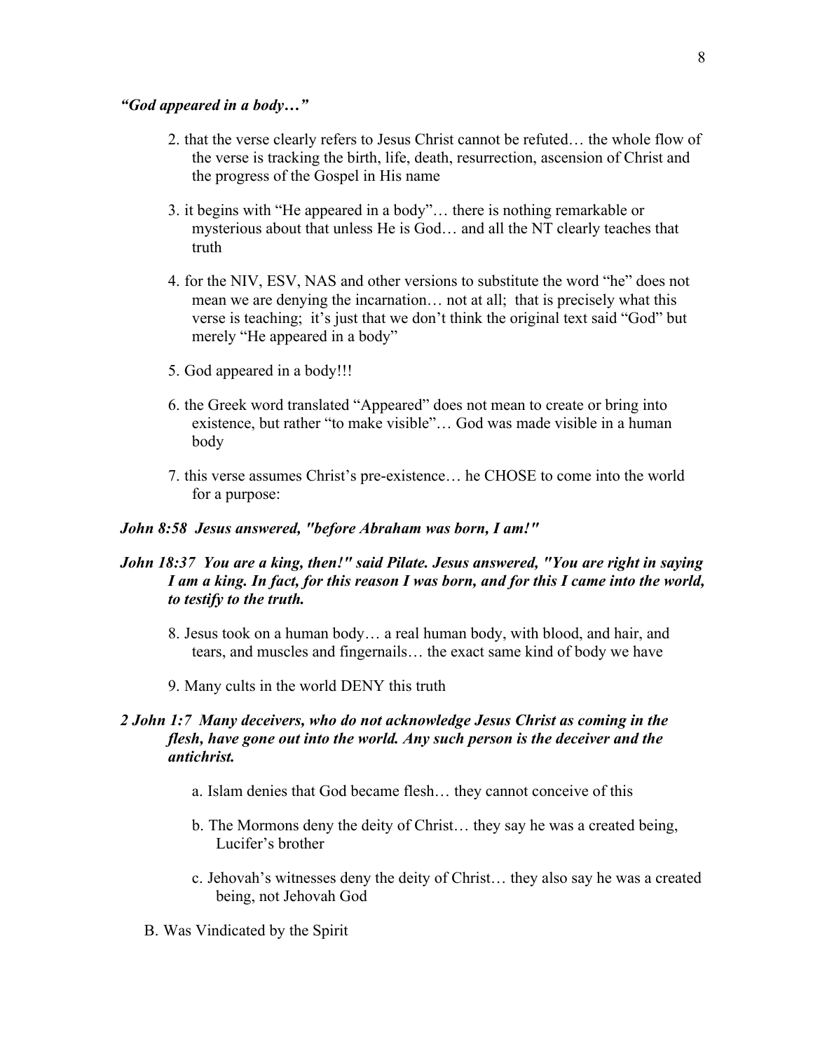***"God appeared in a body…"***

2. that the verse clearly refers to Jesus Christ cannot be refuted… the whole flow of the verse is tracking the birth, life, death, resurrection, ascension of Christ and the progress of the Gospel in His name

3. it begins with "He appeared in a body"… there is nothing remarkable or mysterious about that unless He is God… and all the NT clearly teaches that truth

4. for the NIV, ESV, NAS and other versions to substitute the word "he" does not mean we are denying the incarnation… not at all; that is precisely what this verse is teaching; it's just that we don't think the original text said "God" but merely "He appeared in a body"

5. God appeared in a body!!!

6. the Greek word translated "Appeared" does not mean to create or bring into existence, but rather "to make visible"… God was made visible in a human body

7. this verse assumes Christ's pre-existence… he CHOSE to come into the world for a purpose:

***John 8:58 Jesus answered, "before Abraham was born, I am!"***

***John 18:37 You are a king, then!" said Pilate. Jesus answered, "You are right in saying I am a king. In fact, for this reason I was born, and for this I came into the world, to testify to the truth.***

8. Jesus took on a human body… a real human body, with blood, and hair, and tears, and muscles and fingernails… the exact same kind of body we have

9. Many cults in the world DENY this truth

***2 John 1:7 Many deceivers, who do not acknowledge Jesus Christ as coming in the flesh, have gone out into the world. Any such person is the deceiver and the antichrist.***

a. Islam denies that God became flesh… they cannot conceive of this

b. The Mormons deny the deity of Christ… they say he was a created being, Lucifer's brother

c. Jehovah's witnesses deny the deity of Christ… they also say he was a created being, not Jehovah God

B. Was Vindicated by the Spirit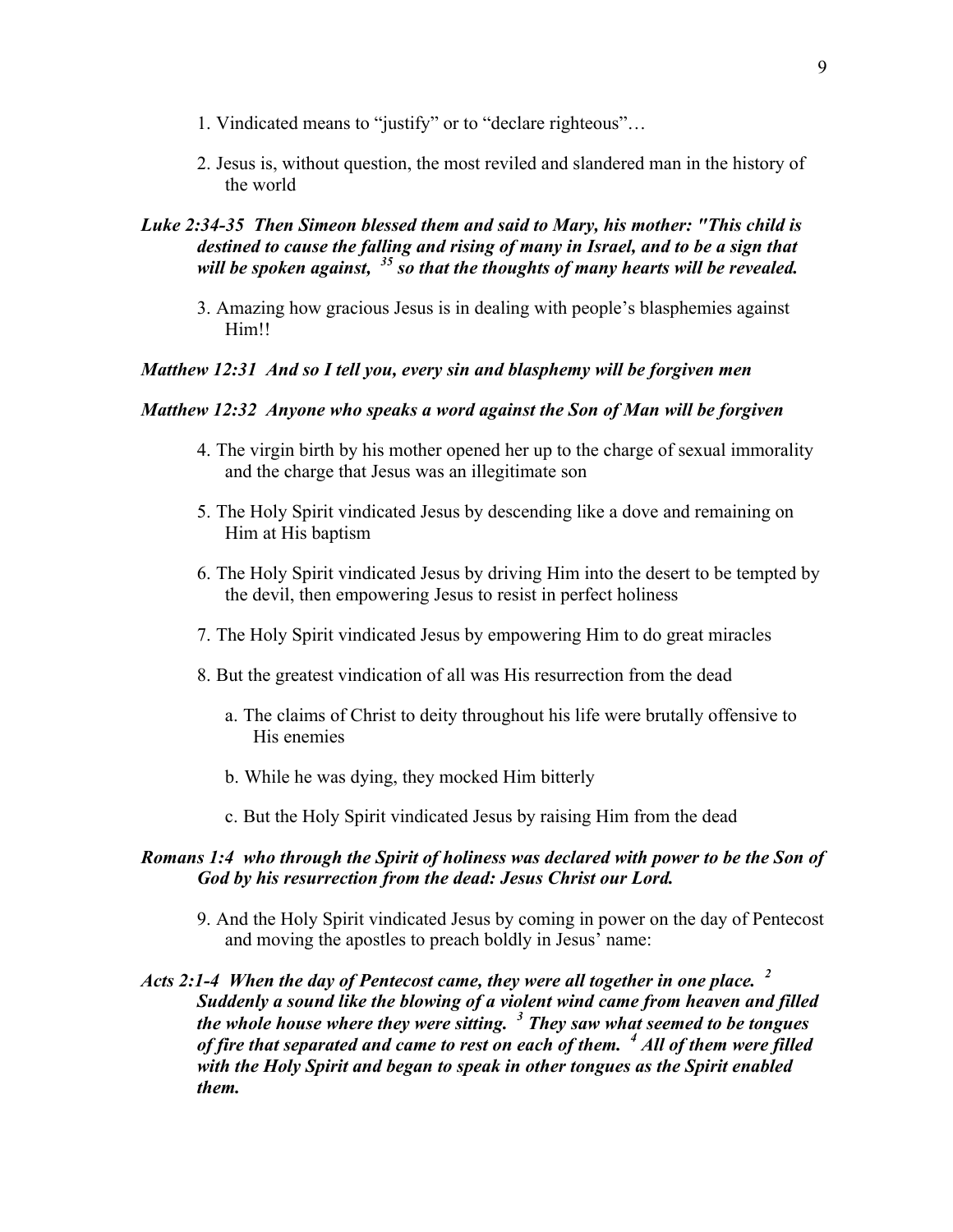1. Vindicated means to "justify" or to "declare righteous"…

2. Jesus is, without question, the most reviled and slandered man in the history of the world

***Luke 2:34-35 Then Simeon blessed them and said to Mary, his mother: "This child is destined to cause the falling and rising of many in Israel, and to be a sign that will be spoken against, [35] so that the thoughts of many hearts will be revealed.***

3. Amazing how gracious Jesus is in dealing with people's blasphemies against Him!!

***Matthew 12:31 And so I tell you, every sin and blasphemy will be forgiven men***

***Matthew 12:32 Anyone who speaks a word against the Son of Man will be forgiven***

4. The virgin birth by his mother opened her up to the charge of sexual immorality and the charge that Jesus was an illegitimate son

5. The Holy Spirit vindicated Jesus by descending like a dove and remaining on Him at His baptism

6. The Holy Spirit vindicated Jesus by driving Him into the desert to be tempted by the devil, then empowering Jesus to resist in perfect holiness

7. The Holy Spirit vindicated Jesus by empowering Him to do great miracles

8. But the greatest vindication of all was His resurrection from the dead

   a. The claims of Christ to deity throughout his life were brutally offensive to His enemies

   b. While he was dying, they mocked Him bitterly

   c. But the Holy Spirit vindicated Jesus by raising Him from the dead

***Romans 1:4 who through the Spirit of holiness was declared with power to be the Son of God by his resurrection from the dead: Jesus Christ our Lord.***

9. And the Holy Spirit vindicated Jesus by coming in power on the day of Pentecost and moving the apostles to preach boldly in Jesus' name:

***Acts 2:1-4 When the day of Pentecost came, they were all together in one place. [2] Suddenly a sound like the blowing of a violent wind came from heaven and filled the whole house where they were sitting. [3] They saw what seemed to be tongues of fire that separated and came to rest on each of them. [4] All of them were filled with the Holy Spirit and began to speak in other tongues as the Spirit enabled them.***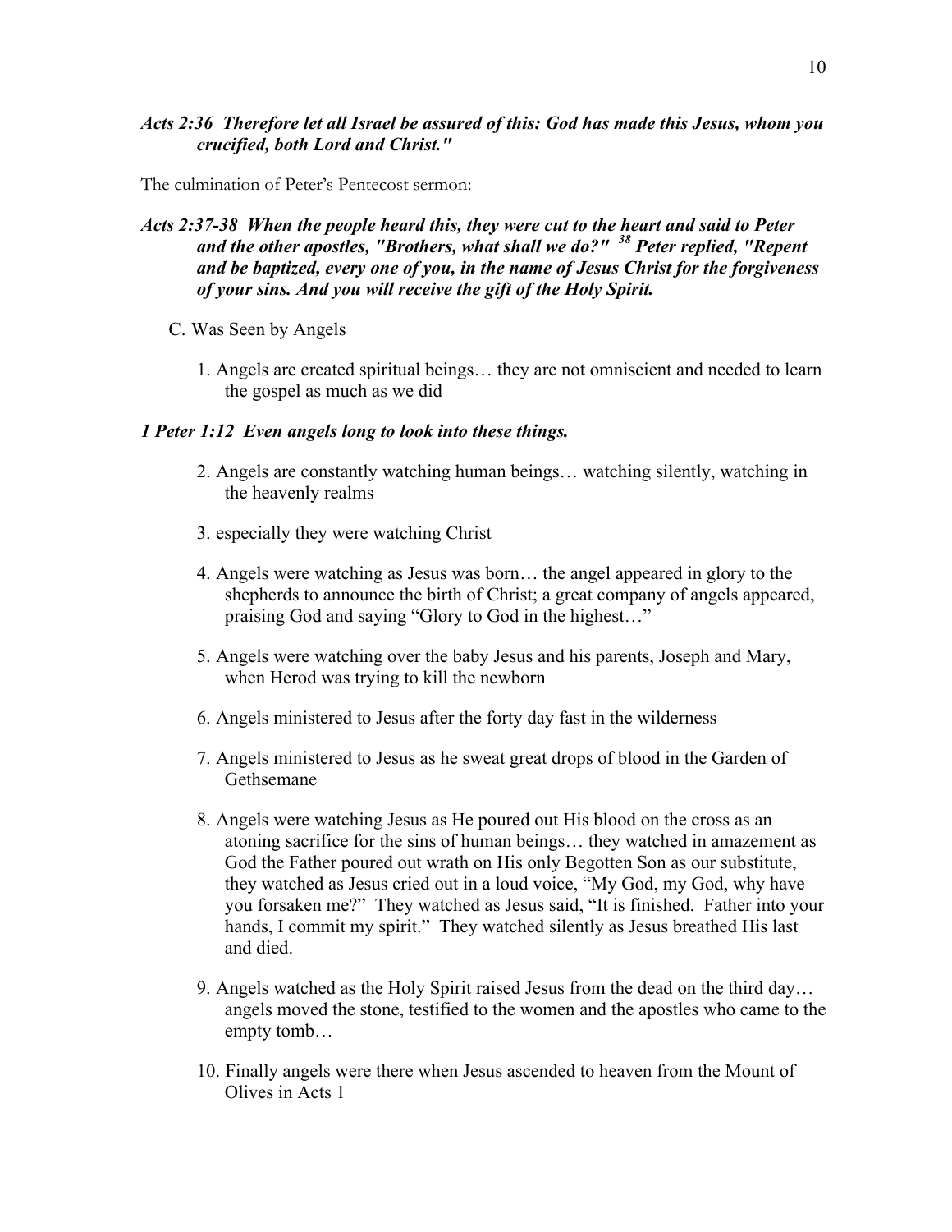***Acts 2:36  Therefore let all Israel be assured of this: God has made this Jesus, whom you crucified, both Lord and Christ."***

The culmination of Peter's Pentecost sermon:

***Acts 2:37-38  When the people heard this, they were cut to the heart and said to Peter and the other apostles, "Brothers, what shall we do?" [38] Peter replied, "Repent and be baptized, every one of you, in the name of Jesus Christ for the forgiveness of your sins. And you will receive the gift of the Holy Spirit.***

C. Was Seen by Angels

1. Angels are created spiritual beings… they are not omniscient and needed to learn the gospel as much as we did

***1 Peter 1:12  Even angels long to look into these things.***

2. Angels are constantly watching human beings… watching silently, watching in the heavenly realms

3. especially they were watching Christ

4. Angels were watching as Jesus was born… the angel appeared in glory to the shepherds to announce the birth of Christ; a great company of angels appeared, praising God and saying "Glory to God in the highest…"

5. Angels were watching over the baby Jesus and his parents, Joseph and Mary, when Herod was trying to kill the newborn

6. Angels ministered to Jesus after the forty day fast in the wilderness

7. Angels ministered to Jesus as he sweat great drops of blood in the Garden of Gethsemane

8. Angels were watching Jesus as He poured out His blood on the cross as an atoning sacrifice for the sins of human beings… they watched in amazement as God the Father poured out wrath on His only Begotten Son as our substitute, they watched as Jesus cried out in a loud voice, "My God, my God, why have you forsaken me?" They watched as Jesus said, "It is finished. Father into your hands, I commit my spirit." They watched silently as Jesus breathed His last and died.

9. Angels watched as the Holy Spirit raised Jesus from the dead on the third day… angels moved the stone, testified to the women and the apostles who came to the empty tomb…

10. Finally angels were there when Jesus ascended to heaven from the Mount of Olives in Acts 1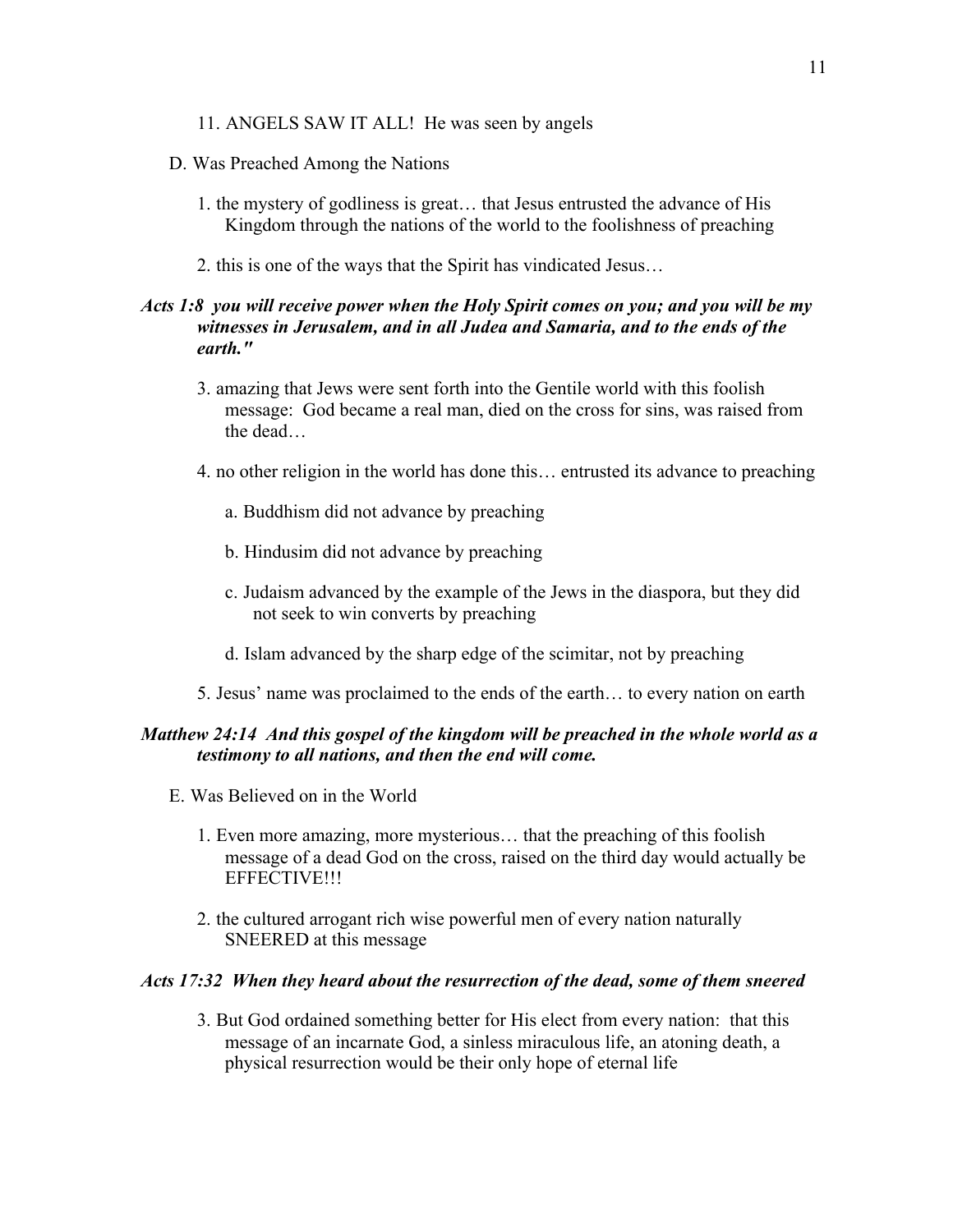11. ANGELS SAW IT ALL! He was seen by angels

D. Was Preached Among the Nations

1. the mystery of godliness is great… that Jesus entrusted the advance of His Kingdom through the nations of the world to the foolishness of preaching

2. this is one of the ways that the Spirit has vindicated Jesus…

***Acts 1:8 you will receive power when the Holy Spirit comes on you; and you will be my witnesses in Jerusalem, and in all Judea and Samaria, and to the ends of the earth."***

3. amazing that Jews were sent forth into the Gentile world with this foolish message: God became a real man, died on the cross for sins, was raised from the dead…

4. no other religion in the world has done this… entrusted its advance to preaching

   a. Buddhism did not advance by preaching

   b. Hindusim did not advance by preaching

   c. Judaism advanced by the example of the Jews in the diaspora, but they did not seek to win converts by preaching

   d. Islam advanced by the sharp edge of the scimitar, not by preaching

5. Jesus' name was proclaimed to the ends of the earth… to every nation on earth

***Matthew 24:14 And this gospel of the kingdom will be preached in the whole world as a testimony to all nations, and then the end will come.***

E. Was Believed on in the World

1. Even more amazing, more mysterious… that the preaching of this foolish message of a dead God on the cross, raised on the third day would actually be EFFECTIVE!!!

2. the cultured arrogant rich wise powerful men of every nation naturally SNEERED at this message

***Acts 17:32 When they heard about the resurrection of the dead, some of them sneered***

3. But God ordained something better for His elect from every nation: that this message of an incarnate God, a sinless miraculous life, an atoning death, a physical resurrection would be their only hope of eternal life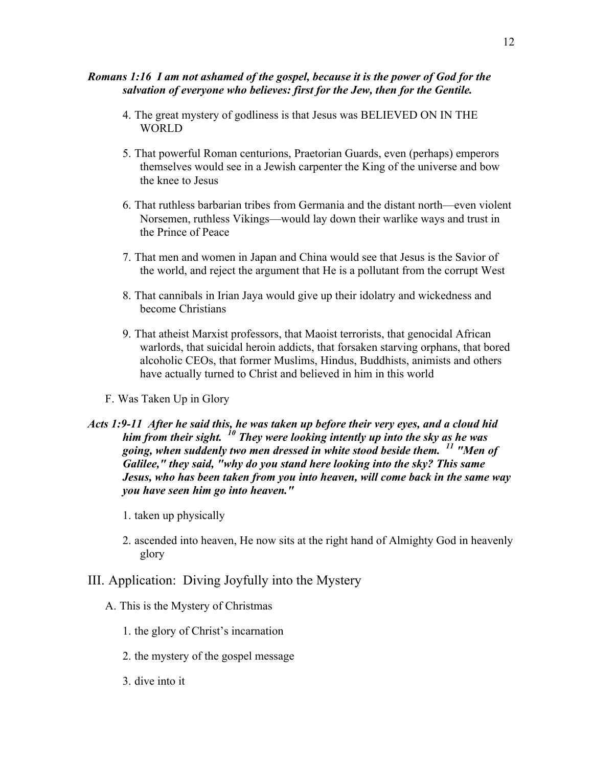***Romans 1:16 I am not ashamed of the gospel, because it is the power of God for the salvation of everyone who believes: first for the Jew, then for the Gentile.***

4. The great mystery of godliness is that Jesus was BELIEVED ON IN THE WORLD

5. That powerful Roman centurions, Praetorian Guards, even (perhaps) emperors themselves would see in a Jewish carpenter the King of the universe and bow the knee to Jesus

6. That ruthless barbarian tribes from Germania and the distant north—even violent Norsemen, ruthless Vikings—would lay down their warlike ways and trust in the Prince of Peace

7. That men and women in Japan and China would see that Jesus is the Savior of the world, and reject the argument that He is a pollutant from the corrupt West

8. That cannibals in Irian Jaya would give up their idolatry and wickedness and become Christians

9. That atheist Marxist professors, that Maoist terrorists, that genocidal African warlords, that suicidal heroin addicts, that forsaken starving orphans, that bored alcoholic CEOs, that former Muslims, Hindus, Buddhists, animists and others have actually turned to Christ and believed in him in this world

F. Was Taken Up in Glory

***Acts 1:9-11 After he said this, he was taken up before their very eyes, and a cloud hid him from their sight. [10] They were looking intently up into the sky as he was going, when suddenly two men dressed in white stood beside them. [11] "Men of Galilee," they said, "why do you stand here looking into the sky? This same Jesus, who has been taken from you into heaven, will come back in the same way you have seen him go into heaven."***

1. taken up physically

2. ascended into heaven, He now sits at the right hand of Almighty God in heavenly glory

## III. Application: Diving Joyfully into the Mystery

A. This is the Mystery of Christmas

1. the glory of Christ's incarnation

2. the mystery of the gospel message

3. dive into it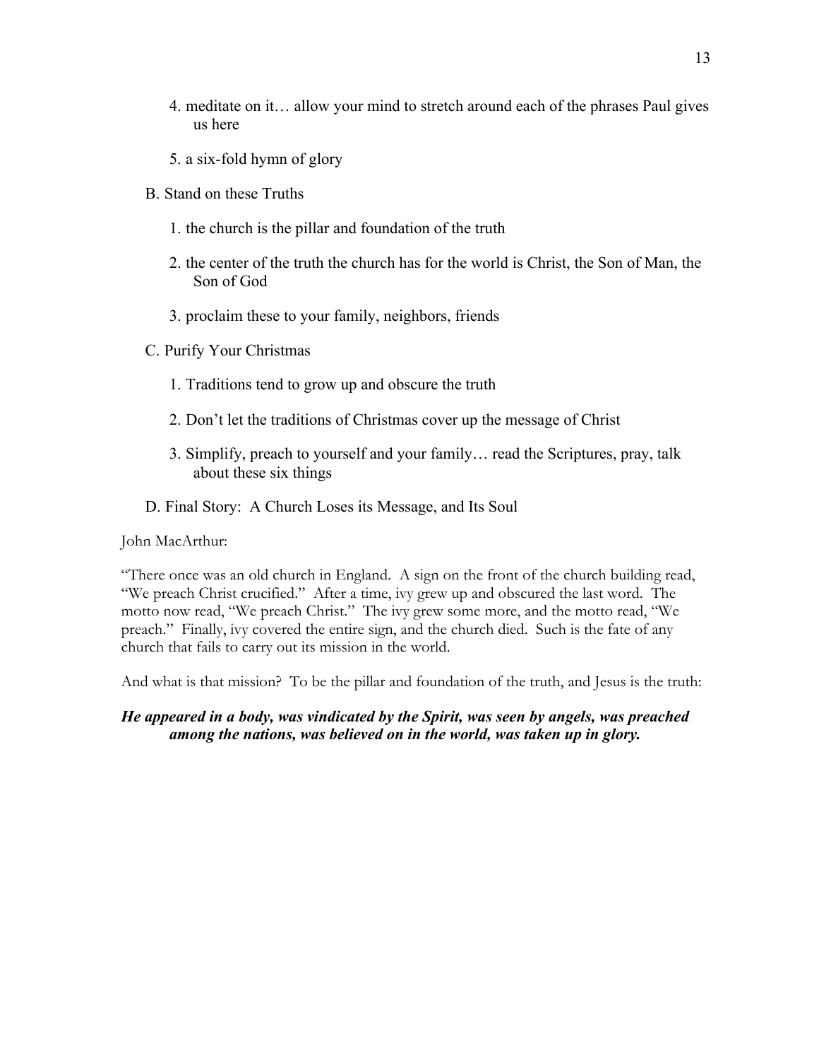4. meditate on it… allow your mind to stretch around each of the phrases Paul gives us here

5. a six-fold hymn of glory

B. Stand on these Truths

1. the church is the pillar and foundation of the truth

2. the center of the truth the church has for the world is Christ, the Son of Man, the Son of God

3. proclaim these to your family, neighbors, friends

C. Purify Your Christmas

1. Traditions tend to grow up and obscure the truth

2. Don't let the traditions of Christmas cover up the message of Christ

3. Simplify, preach to yourself and your family… read the Scriptures, pray, talk about these six things

D. Final Story: A Church Loses its Message, and Its Soul

John MacArthur:

"There once was an old church in England. A sign on the front of the church building read, "We preach Christ crucified." After a time, ivy grew up and obscured the last word. The motto now read, "We preach Christ." The ivy grew some more, and the motto read, "We preach." Finally, ivy covered the entire sign, and the church died. Such is the fate of any church that fails to carry out its mission in the world.

And what is that mission? To be the pillar and foundation of the truth, and Jesus is the truth:

***He appeared in a body, was vindicated by the Spirit, was seen by angels, was preached among the nations, was believed on in the world, was taken up in glory.***